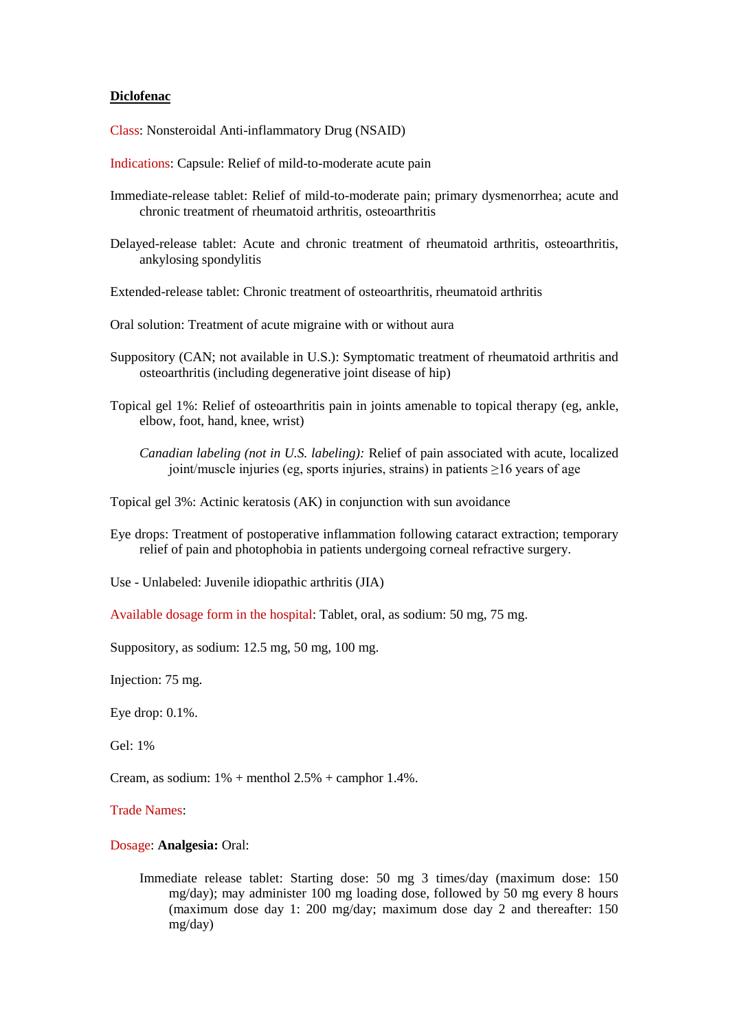**Diclofenac**

Class: Nonsteroidal Anti-inflammatory Drug (NSAID)

Indications: Capsule: Relief of mild-to-moderate acute pain

Immediate-release tablet: Relief of mild-to-moderate pain; primary dysmenorrhea; acute and chronic treatment of rheumatoid arthritis, osteoarthritis

Delayed-release tablet: Acute and chronic treatment of rheumatoid arthritis, osteoarthritis, ankylosing spondylitis

Extended-release tablet: Chronic treatment of osteoarthritis, rheumatoid arthritis

Oral solution: Treatment of acute migraine with or without aura

Suppository (CAN; not available in U.S.): Symptomatic treatment of rheumatoid arthritis and osteoarthritis (including degenerative joint disease of hip)

Topical gel 1%: Relief of osteoarthritis pain in joints amenable to topical therapy (eg, ankle, elbow, foot, hand, knee, wrist)

*Canadian labeling (not in U.S. labeling):* Relief of pain associated with acute, localized joint/muscle injuries (eg, sports injuries, strains) in patients ≥16 years of age

Topical gel 3%: Actinic keratosis (AK) in conjunction with sun avoidance

Eye drops: Treatment of postoperative inflammation following cataract extraction; temporary relief of pain and photophobia in patients undergoing corneal refractive surgery.

Use - Unlabeled: Juvenile idiopathic arthritis (JIA)

Available dosage form in the hospital: Tablet, oral, as sodium: 50 mg, 75 mg.

Suppository, as sodium: 12.5 mg, 50 mg, 100 mg.

Injection: 75 mg.

Eye drop: 0.1%.

Gel: 1%

Cream, as sodium: 1% + menthol 2.5% + camphor 1.4%.

Trade Names:

Dosage: **Analgesia:** Oral:

Immediate release tablet: Starting dose: 50 mg 3 times/day (maximum dose: 150 mg/day); may administer 100 mg loading dose, followed by 50 mg every 8 hours (maximum dose day 1: 200 mg/day; maximum dose day 2 and thereafter: 150 mg/day)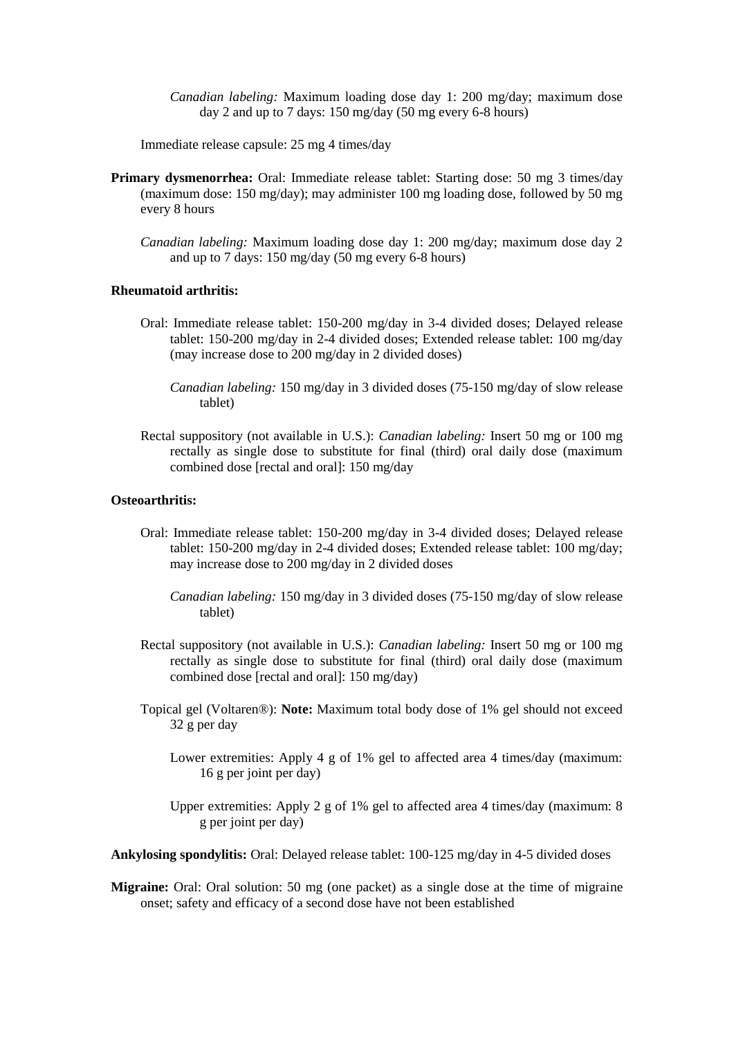*Canadian labeling:* Maximum loading dose day 1: 200 mg/day; maximum dose day 2 and up to 7 days: 150 mg/day (50 mg every 6-8 hours)

Immediate release capsule: 25 mg 4 times/day

**Primary dysmenorrhea:** Oral: Immediate release tablet: Starting dose: 50 mg 3 times/day (maximum dose: 150 mg/day); may administer 100 mg loading dose, followed by 50 mg every 8 hours

*Canadian labeling:* Maximum loading dose day 1: 200 mg/day; maximum dose day 2 and up to 7 days: 150 mg/day (50 mg every 6-8 hours)

**Rheumatoid arthritis:**

Oral: Immediate release tablet: 150-200 mg/day in 3-4 divided doses; Delayed release tablet: 150-200 mg/day in 2-4 divided doses; Extended release tablet: 100 mg/day (may increase dose to 200 mg/day in 2 divided doses)

*Canadian labeling:* 150 mg/day in 3 divided doses (75-150 mg/day of slow release tablet)

Rectal suppository (not available in U.S.): *Canadian labeling:* Insert 50 mg or 100 mg rectally as single dose to substitute for final (third) oral daily dose (maximum combined dose [rectal and oral]: 150 mg/day

**Osteoarthritis:**

Oral: Immediate release tablet: 150-200 mg/day in 3-4 divided doses; Delayed release tablet: 150-200 mg/day in 2-4 divided doses; Extended release tablet: 100 mg/day; may increase dose to 200 mg/day in 2 divided doses

*Canadian labeling:* 150 mg/day in 3 divided doses (75-150 mg/day of slow release tablet)

Rectal suppository (not available in U.S.): *Canadian labeling:* Insert 50 mg or 100 mg rectally as single dose to substitute for final (third) oral daily dose (maximum combined dose [rectal and oral]: 150 mg/day)

Topical gel (Voltaren®): **Note:** Maximum total body dose of 1% gel should not exceed 32 g per day

Lower extremities: Apply 4 g of 1% gel to affected area 4 times/day (maximum: 16 g per joint per day)

Upper extremities: Apply 2 g of 1% gel to affected area 4 times/day (maximum: 8 g per joint per day)

**Ankylosing spondylitis:** Oral: Delayed release tablet: 100-125 mg/day in 4-5 divided doses

**Migraine:** Oral: Oral solution: 50 mg (one packet) as a single dose at the time of migraine onset; safety and efficacy of a second dose have not been established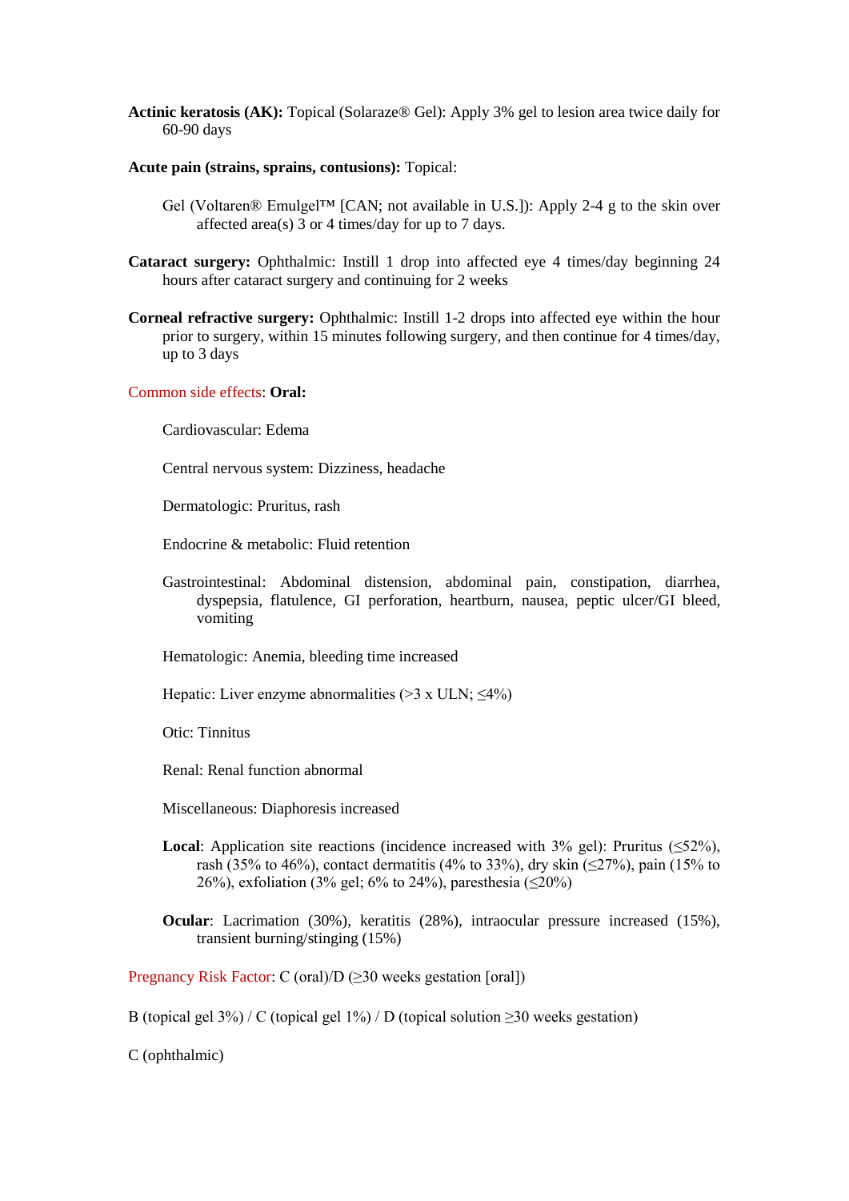**Actinic keratosis (AK):** Topical (Solaraze® Gel): Apply 3% gel to lesion area twice daily for 60-90 days

**Acute pain (strains, sprains, contusions):** Topical:

Gel (Voltaren® Emulgel™ [CAN; not available in U.S.]): Apply 2-4 g to the skin over affected area(s) 3 or 4 times/day for up to 7 days.

**Cataract surgery:** Ophthalmic: Instill 1 drop into affected eye 4 times/day beginning 24 hours after cataract surgery and continuing for 2 weeks

**Corneal refractive surgery:** Ophthalmic: Instill 1-2 drops into affected eye within the hour prior to surgery, within 15 minutes following surgery, and then continue for 4 times/day, up to 3 days

Common side effects: **Oral:**

Cardiovascular: Edema

Central nervous system: Dizziness, headache

Dermatologic: Pruritus, rash

Endocrine & metabolic: Fluid retention

Gastrointestinal: Abdominal distension, abdominal pain, constipation, diarrhea, dyspepsia, flatulence, GI perforation, heartburn, nausea, peptic ulcer/GI bleed, vomiting

Hematologic: Anemia, bleeding time increased

Hepatic: Liver enzyme abnormalities (>3 x ULN; ≤4%)

Otic: Tinnitus

Renal: Renal function abnormal

Miscellaneous: Diaphoresis increased

**Local**: Application site reactions (incidence increased with 3% gel): Pruritus (≤52%), rash (35% to 46%), contact dermatitis (4% to 33%), dry skin (≤27%), pain (15% to 26%), exfoliation (3% gel; 6% to 24%), paresthesia (≤20%)

**Ocular**: Lacrimation (30%), keratitis (28%), intraocular pressure increased (15%), transient burning/stinging (15%)

Pregnancy Risk Factor: C (oral)/D (≥30 weeks gestation [oral])

B (topical gel 3%) / C (topical gel 1%) / D (topical solution ≥30 weeks gestation)

C (ophthalmic)